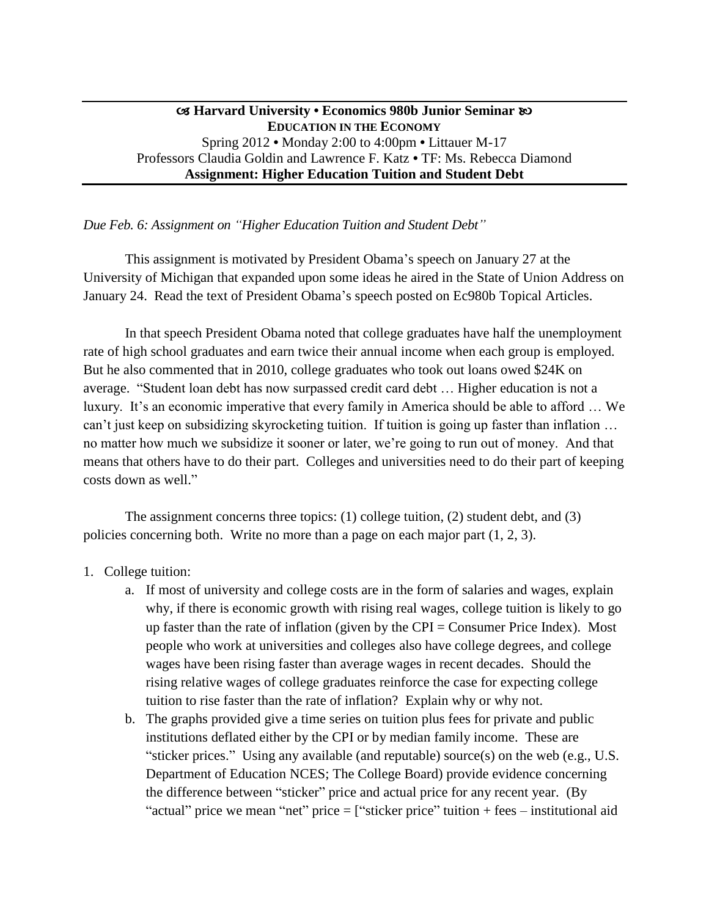**Harvard University • Economics 980b Junior Seminar**

**EDUCATION IN THE ECONOMY**

Spring 2012 • Monday 2:00 to 4:00pm • Littauer M-17

Professors Claudia Goldin and Lawrence F. Katz • TF: Ms. Rebecca Diamond

**Assignment: Higher Education Tuition and Student Debt**

---

*Due Feb. 6: Assignment on "Higher Education Tuition and Student Debt"*

This assignment is motivated by President Obama's speech on January 27 at the University of Michigan that expanded upon some ideas he aired in the State of Union Address on January 24. Read the text of President Obama's speech posted on Ec980b Topical Articles.

In that speech President Obama noted that college graduates have half the unemployment rate of high school graduates and earn twice their annual income when each group is employed. But he also commented that in 2010, college graduates who took out loans owed $24K on average. "Student loan debt has now surpassed credit card debt … Higher education is not a luxury. It's an economic imperative that every family in America should be able to afford … We can't just keep on subsidizing skyrocketing tuition. If tuition is going up faster than inflation … no matter how much we subsidize it sooner or later, we're going to run out of money. And that means that others have to do their part. Colleges and universities need to do their part of keeping costs down as well."

The assignment concerns three topics: (1) college tuition, (2) student debt, and (3) policies concerning both. Write no more than a page on each major part (1, 2, 3).

1. College tuition:
   a. If most of university and college costs are in the form of salaries and wages, explain why, if there is economic growth with rising real wages, college tuition is likely to go up faster than the rate of inflation (given by the CPI = Consumer Price Index). Most people who work at universities and colleges also have college degrees, and college wages have been rising faster than average wages in recent decades. Should the rising relative wages of college graduates reinforce the case for expecting college tuition to rise faster than the rate of inflation? Explain why or why not.
   b. The graphs provided give a time series on tuition plus fees for private and public institutions deflated either by the CPI or by median family income. These are "sticker prices." Using any available (and reputable) source(s) on the web (e.g., U.S. Department of Education NCES; The College Board) provide evidence concerning the difference between "sticker" price and actual price for any recent year. (By "actual" price we mean "net" price = ["sticker price" tuition + fees – institutional aid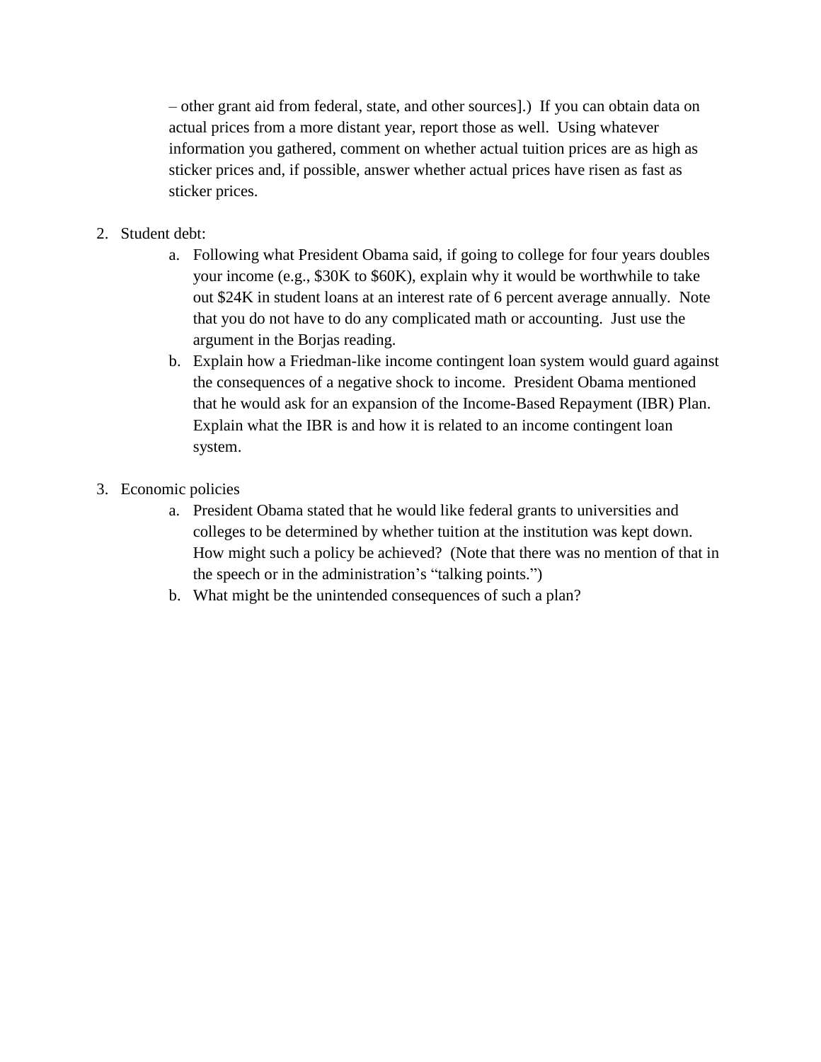– other grant aid from federal, state, and other sources].) If you can obtain data on actual prices from a more distant year, report those as well. Using whatever information you gathered, comment on whether actual tuition prices are as high as sticker prices and, if possible, answer whether actual prices have risen as fast as sticker prices.

2. Student debt:
    a. Following what President Obama said, if going to college for four years doubles your income (e.g., $30K to $60K), explain why it would be worthwhile to take out $24K in student loans at an interest rate of 6 percent average annually. Note that you do not have to do any complicated math or accounting. Just use the argument in the Borjas reading.
    b. Explain how a Friedman-like income contingent loan system would guard against the consequences of a negative shock to income. President Obama mentioned that he would ask for an expansion of the Income-Based Repayment (IBR) Plan. Explain what the IBR is and how it is related to an income contingent loan system.

3. Economic policies
    a. President Obama stated that he would like federal grants to universities and colleges to be determined by whether tuition at the institution was kept down. How might such a policy be achieved? (Note that there was no mention of that in the speech or in the administration's "talking points.")
    b. What might be the unintended consequences of such a plan?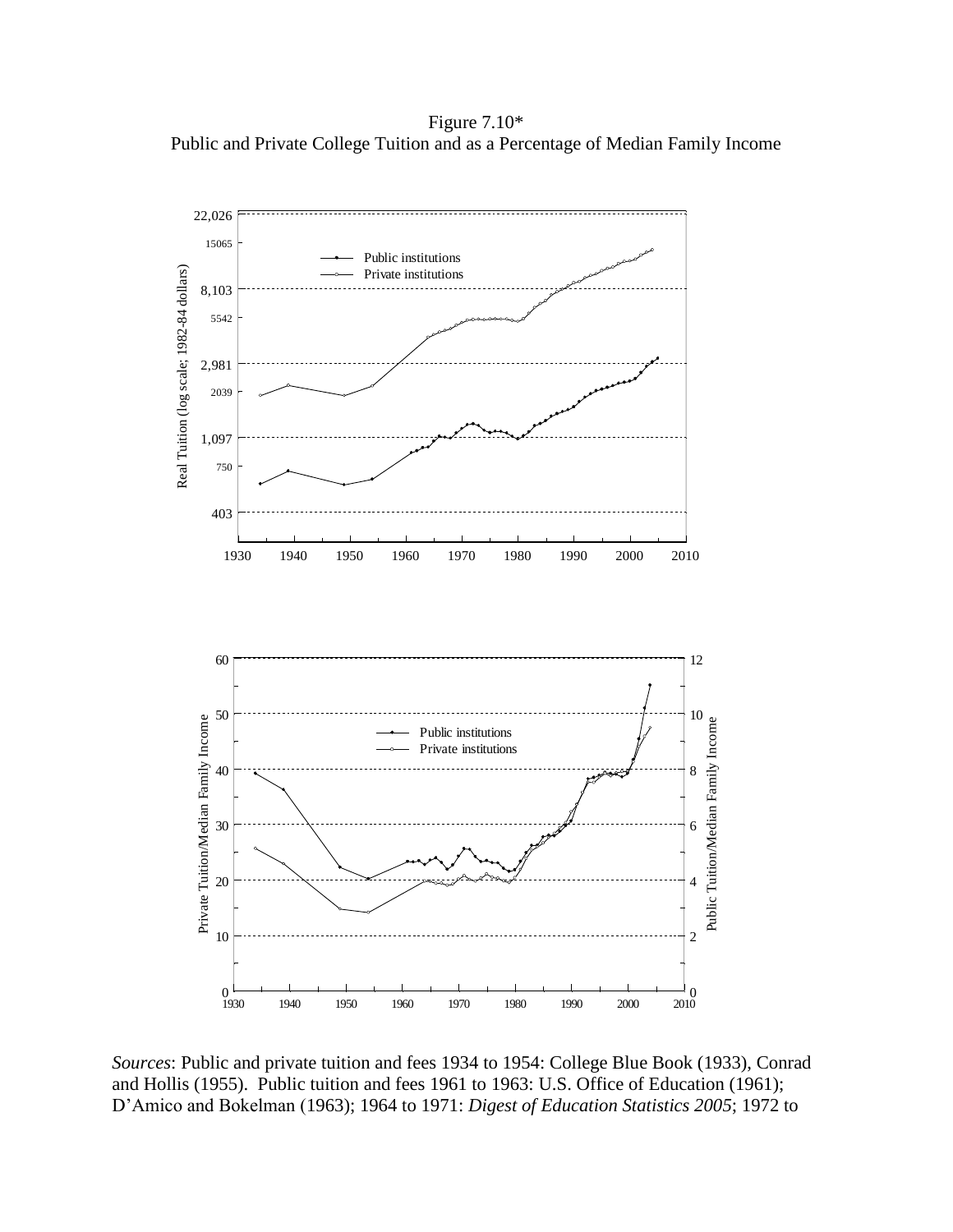Figure 7.10*
Public and Private College Tuition and as a Percentage of Median Family Income

*Sources*: Public and private tuition and fees 1934 to 1954: College Blue Book (1933), Conrad and Hollis (1955). Public tuition and fees 1961 to 1963: U.S. Office of Education (1961); D'Amico and Bokelman (1963); 1964 to 1971: *Digest of Education Statistics 2005*; 1972 to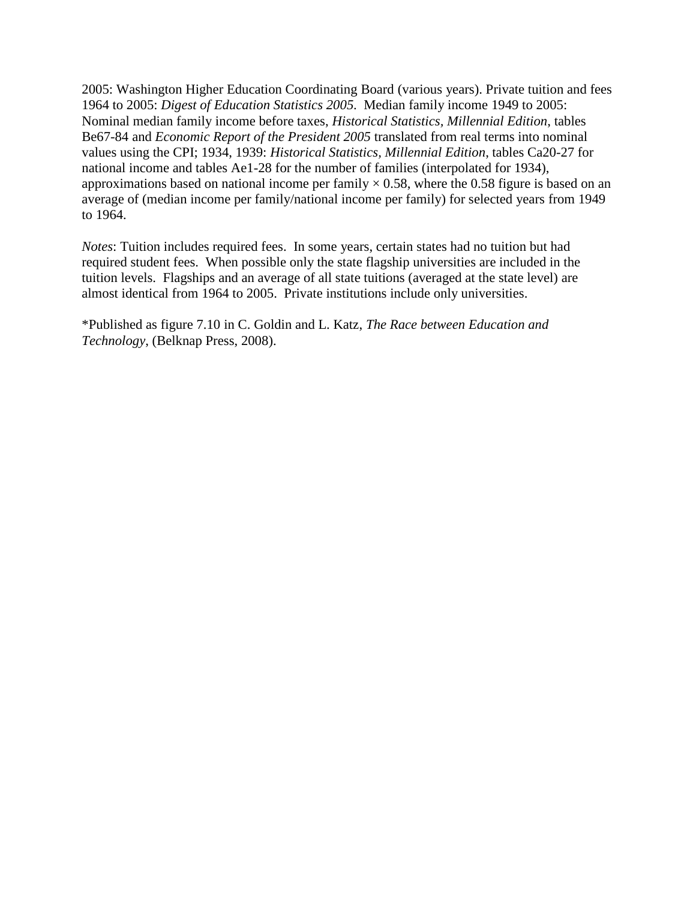2005: Washington Higher Education Coordinating Board (various years). Private tuition and fees 1964 to 2005: *Digest of Education Statistics 2005.* Median family income 1949 to 2005: Nominal median family income before taxes, *Historical Statistics, Millennial Edition*, tables Be67-84 and *Economic Report of the President 2005* translated from real terms into nominal values using the CPI; 1934, 1939: *Historical Statistics, Millennial Edition,* tables Ca20-27 for national income and tables Ae1-28 for the number of families (interpolated for 1934), approximations based on national income per family × 0.58, where the 0.58 figure is based on an average of (median income per family/national income per family) for selected years from 1949 to 1964.

*Notes*: Tuition includes required fees. In some years, certain states had no tuition but had required student fees. When possible only the state flagship universities are included in the tuition levels. Flagships and an average of all state tuitions (averaged at the state level) are almost identical from 1964 to 2005. Private institutions include only universities.

*Published as figure 7.10 in C. Goldin and L. Katz, *The Race between Education and Technology*, (Belknap Press, 2008).